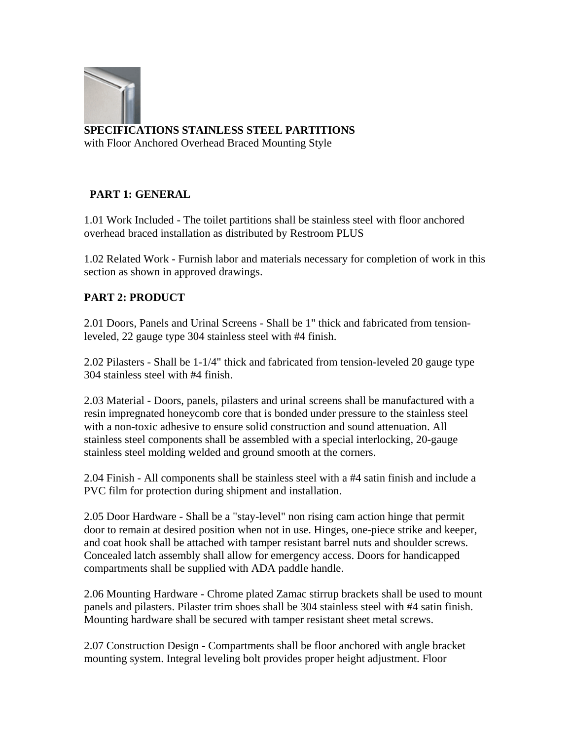**SPECIFICATIONS STAINLESS STEEL PARTITIONS**
with Floor Anchored Overhead Braced Mounting Style

## PART 1: GENERAL

1.01 Work Included - The toilet partitions shall be stainless steel with floor anchored overhead braced installation as distributed by Restroom PLUS

1.02 Related Work - Furnish labor and materials necessary for completion of work in this section as shown in approved drawings.

## PART 2: PRODUCT

2.01 Doors, Panels and Urinal Screens - Shall be 1" thick and fabricated from tension-leveled, 22 gauge type 304 stainless steel with #4 finish.

2.02 Pilasters - Shall be 1-1/4" thick and fabricated from tension-leveled 20 gauge type 304 stainless steel with #4 finish.

2.03 Material - Doors, panels, pilasters and urinal screens shall be manufactured with a resin impregnated honeycomb core that is bonded under pressure to the stainless steel with a non-toxic adhesive to ensure solid construction and sound attenuation. All stainless steel components shall be assembled with a special interlocking, 20-gauge stainless steel molding welded and ground smooth at the corners.

2.04 Finish - All components shall be stainless steel with a #4 satin finish and include a PVC film for protection during shipment and installation.

2.05 Door Hardware - Shall be a "stay-level" non rising cam action hinge that permit door to remain at desired position when not in use. Hinges, one-piece strike and keeper, and coat hook shall be attached with tamper resistant barrel nuts and shoulder screws. Concealed latch assembly shall allow for emergency access. Doors for handicapped compartments shall be supplied with ADA paddle handle.

2.06 Mounting Hardware - Chrome plated Zamac stirrup brackets shall be used to mount panels and pilasters. Pilaster trim shoes shall be 304 stainless steel with #4 satin finish. Mounting hardware shall be secured with tamper resistant sheet metal screws.

2.07 Construction Design - Compartments shall be floor anchored with angle bracket mounting system. Integral leveling bolt provides proper height adjustment. Floor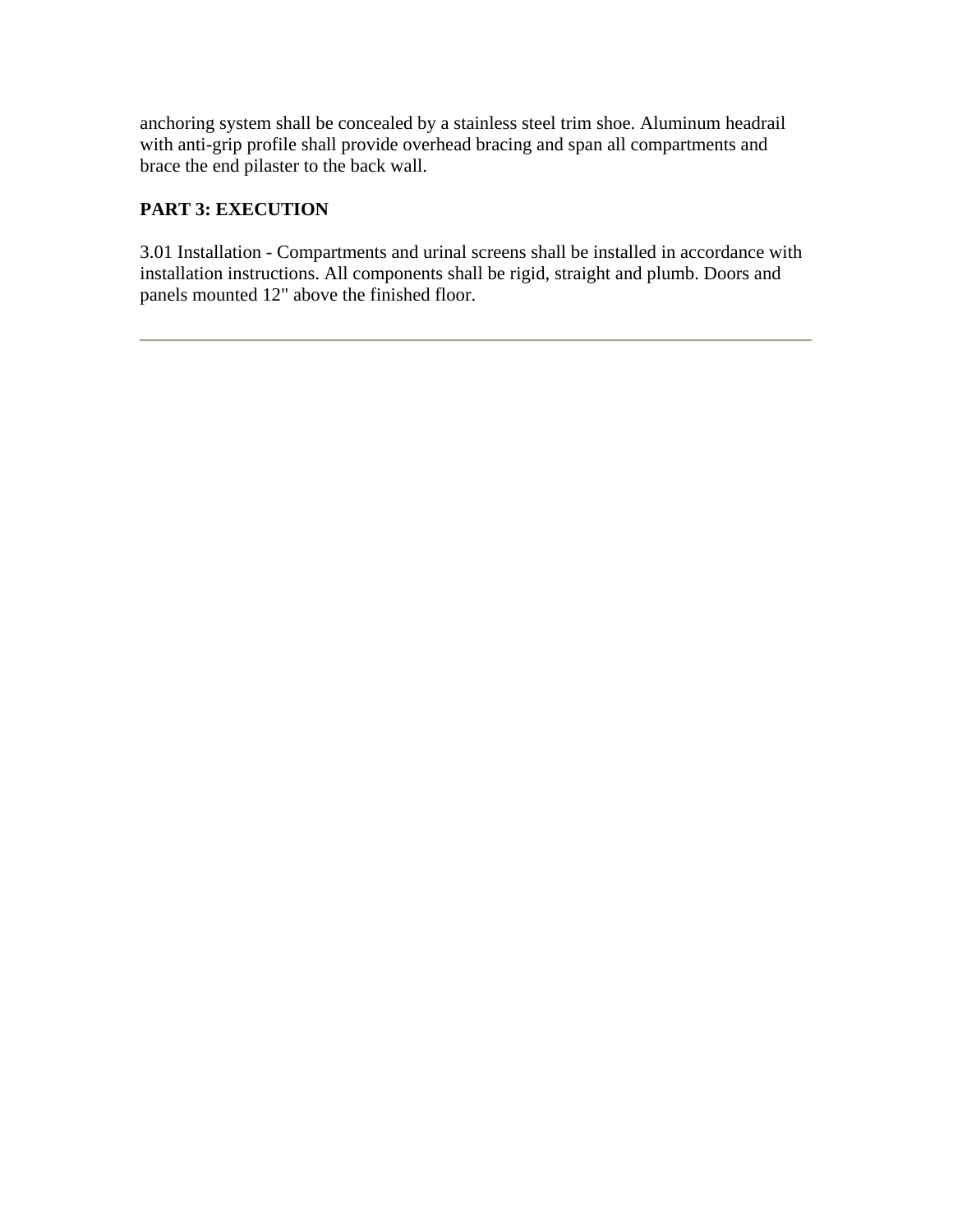anchoring system shall be concealed by a stainless steel trim shoe. Aluminum headrail with anti-grip profile shall provide overhead bracing and span all compartments and brace the end pilaster to the back wall.

**PART 3: EXECUTION**

3.01 Installation - Compartments and urinal screens shall be installed in accordance with installation instructions. All components shall be rigid, straight and plumb. Doors and panels mounted 12" above the finished floor.

---